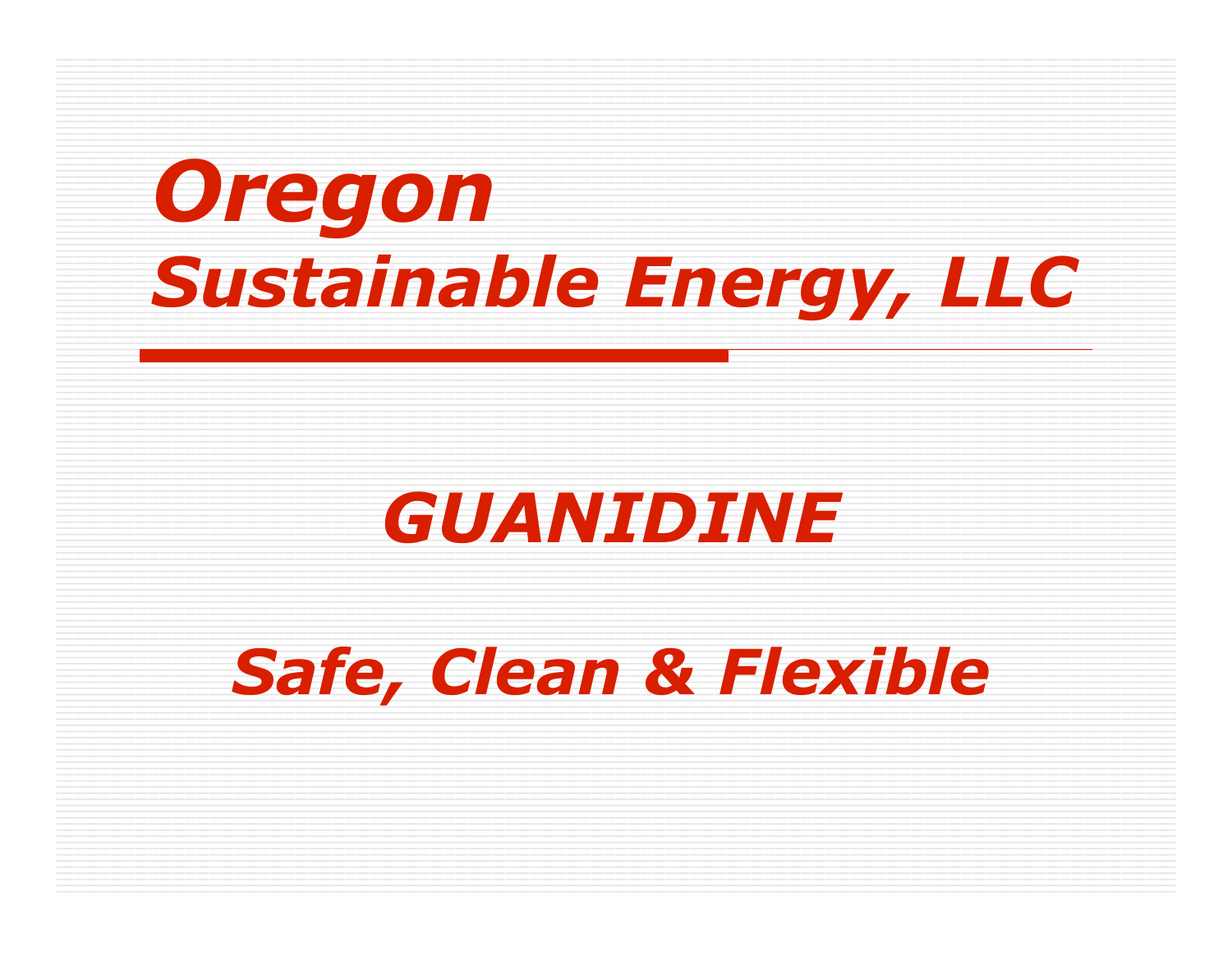# *Oregon Sustainable Energy, LLC*

## *GUANIDINE*

## *Safe, Clean & Flexible*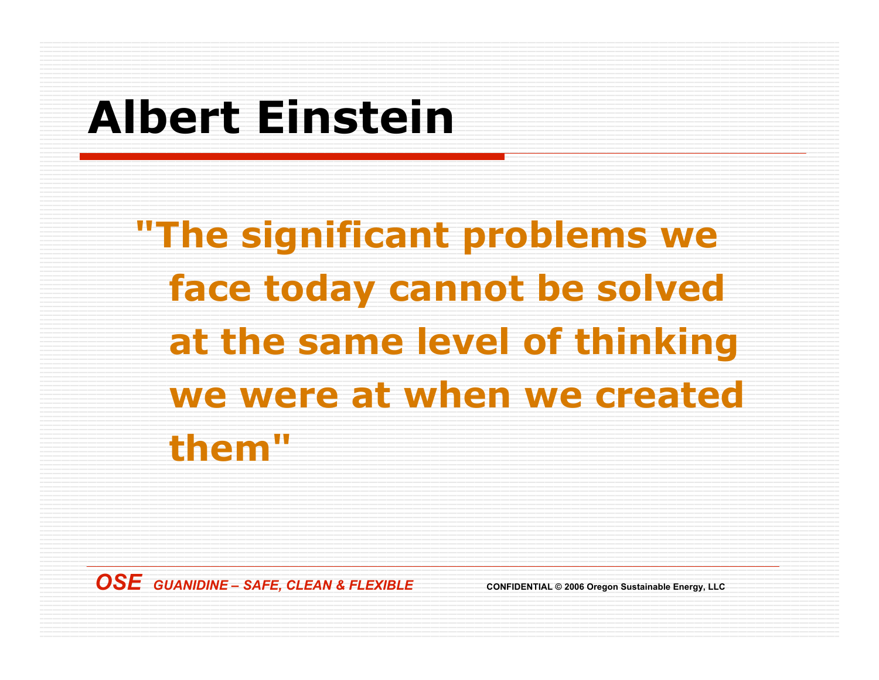# Albert Einstein

**"The significant problems we face today cannot be solved at the same level of thinking we were at when we created them"**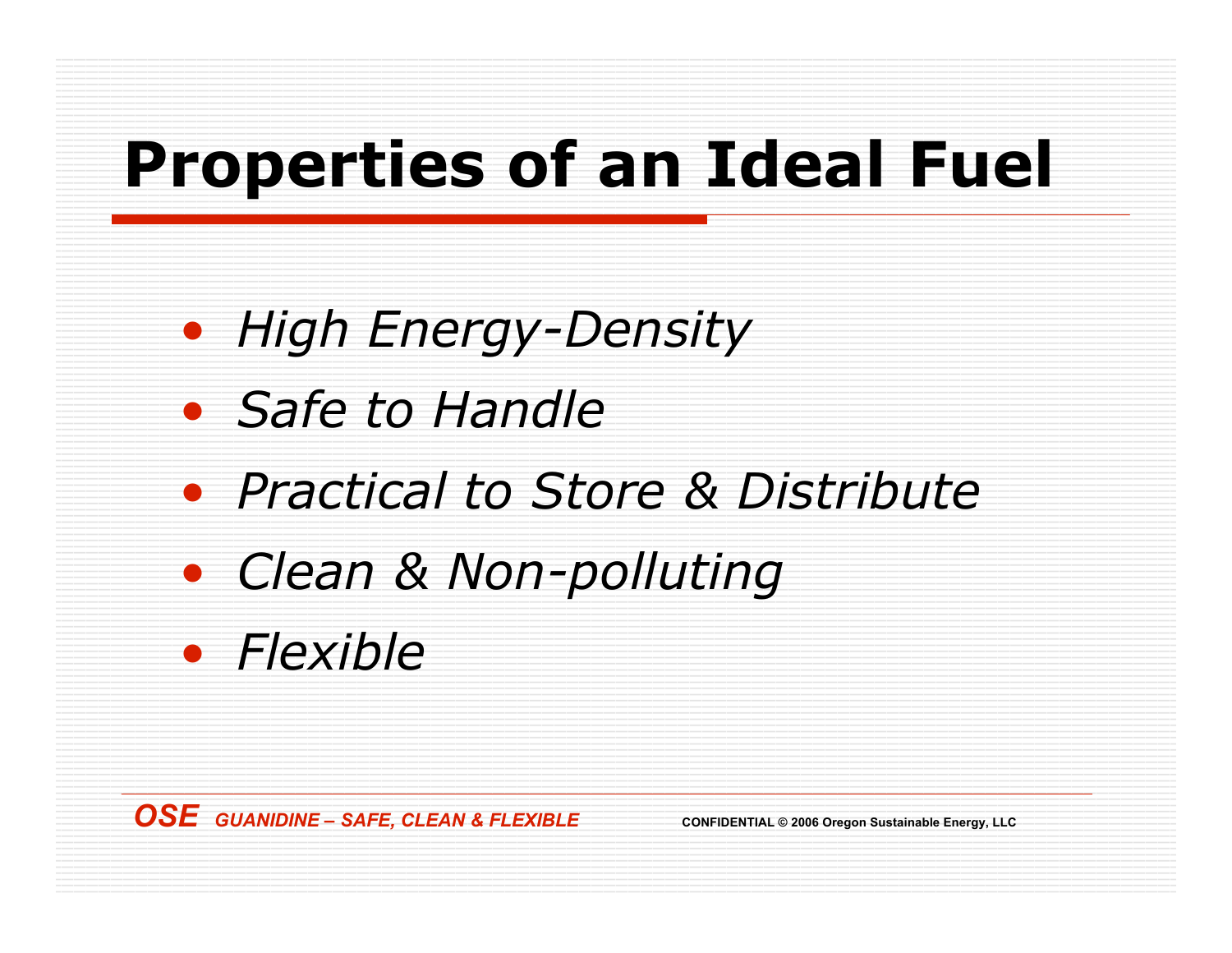# Properties of an Ideal Fuel

- *High Energy-Density*
- *Safe to Handle*
- *Practical to Store & Distribute*
- *Clean & Non-polluting*
- *Flexible*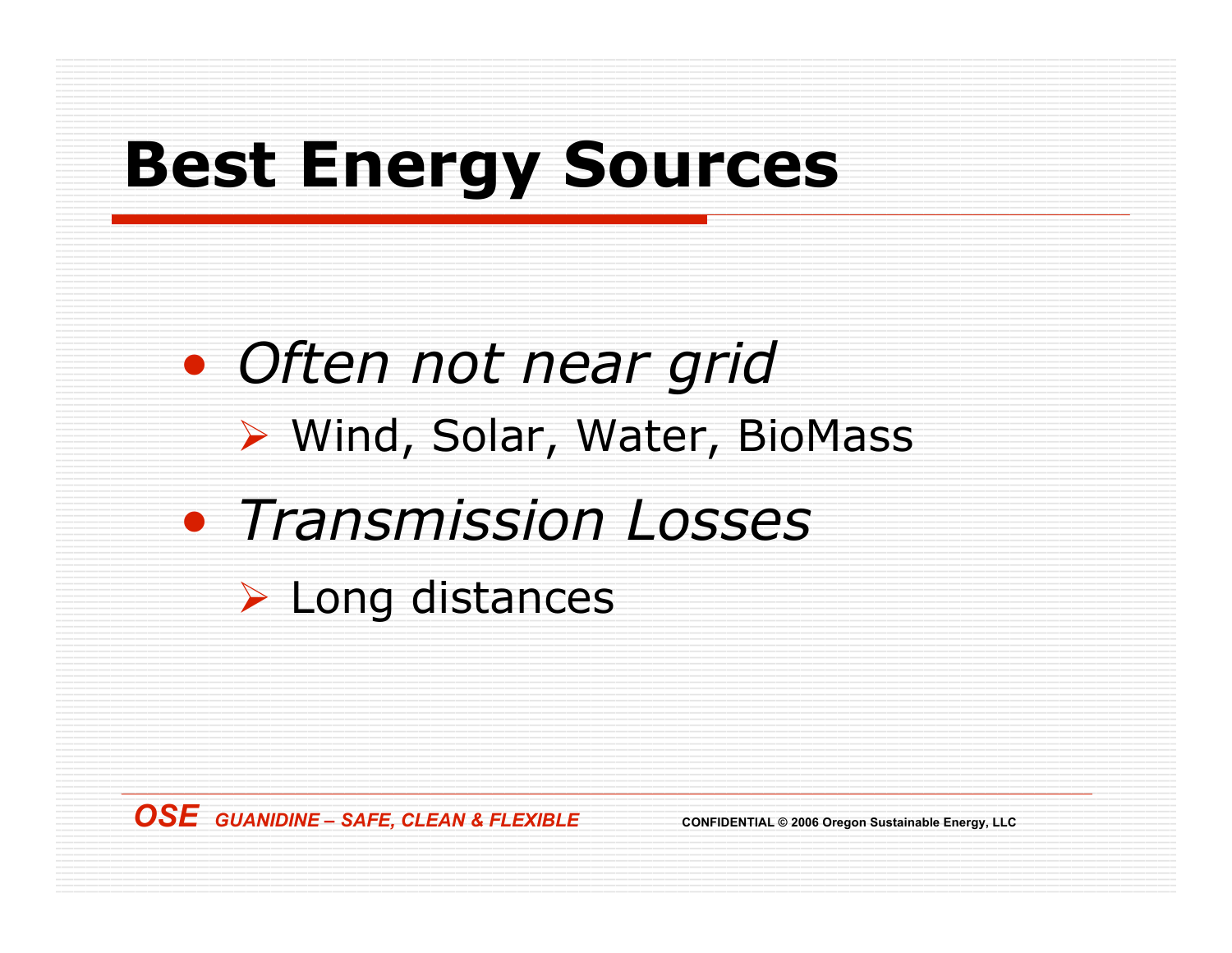# Best Energy Sources

- *Often not near grid*
  - Wind, Solar, Water, BioMass
- *Transmission Losses*
  - Long distances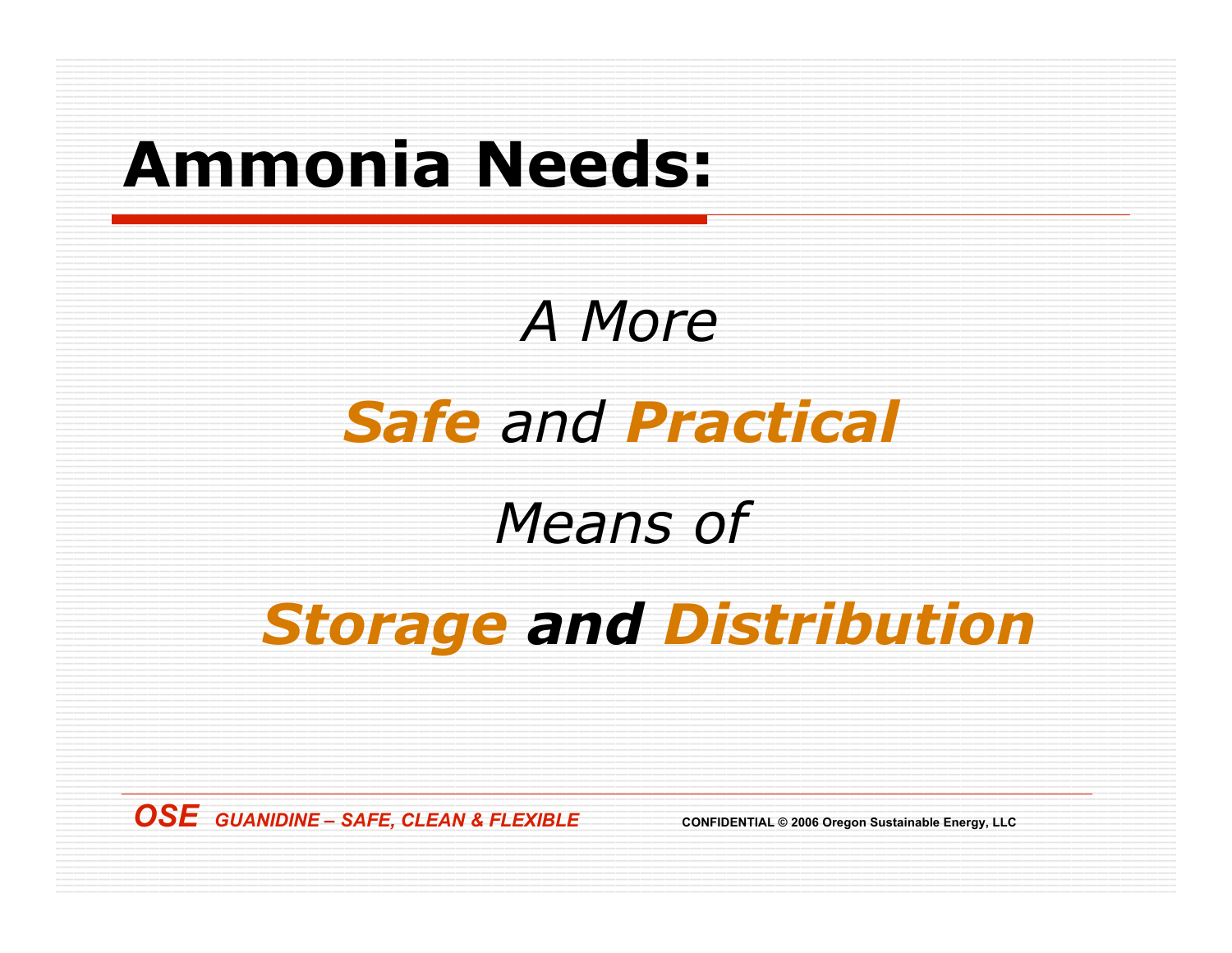# Ammonia Needs:

*A More*

***Safe*** *and* ***Practical***

*Means of*

***Storage and Distribution***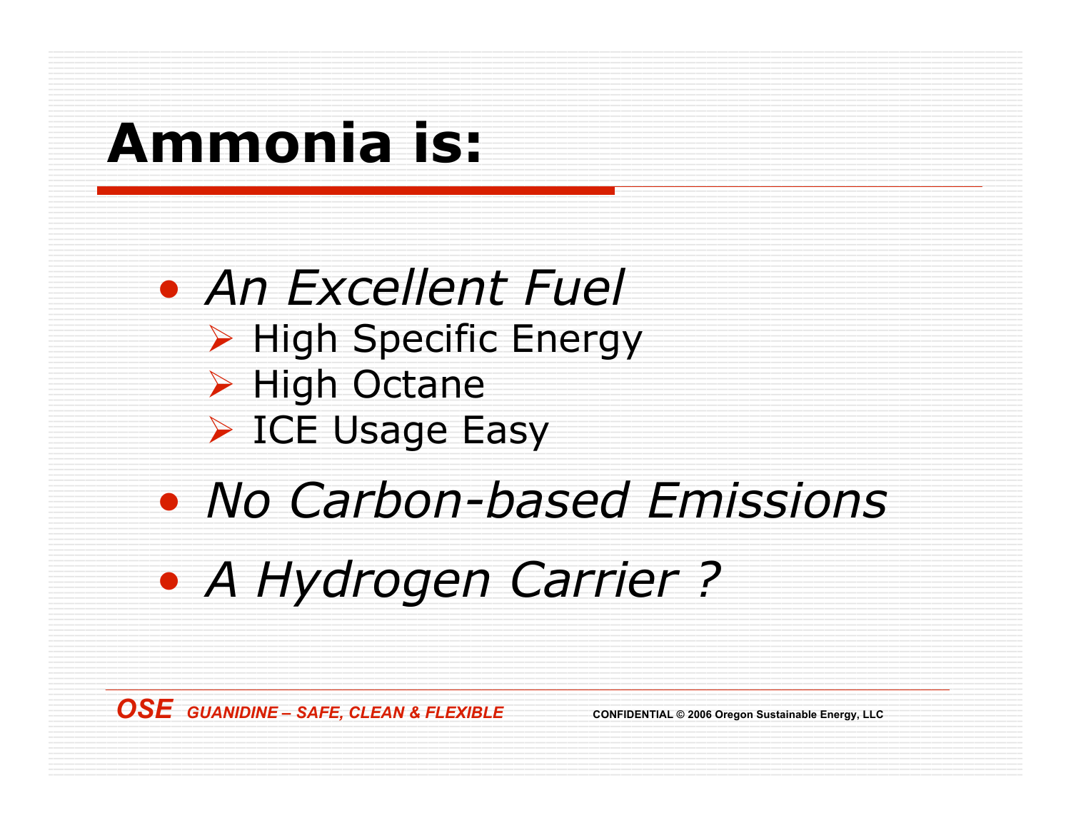# Ammonia is:

- *An Excellent Fuel*
  - High Specific Energy
  - High Octane
  - ICE Usage Easy
- *No Carbon-based Emissions*
- *A Hydrogen Carrier ?*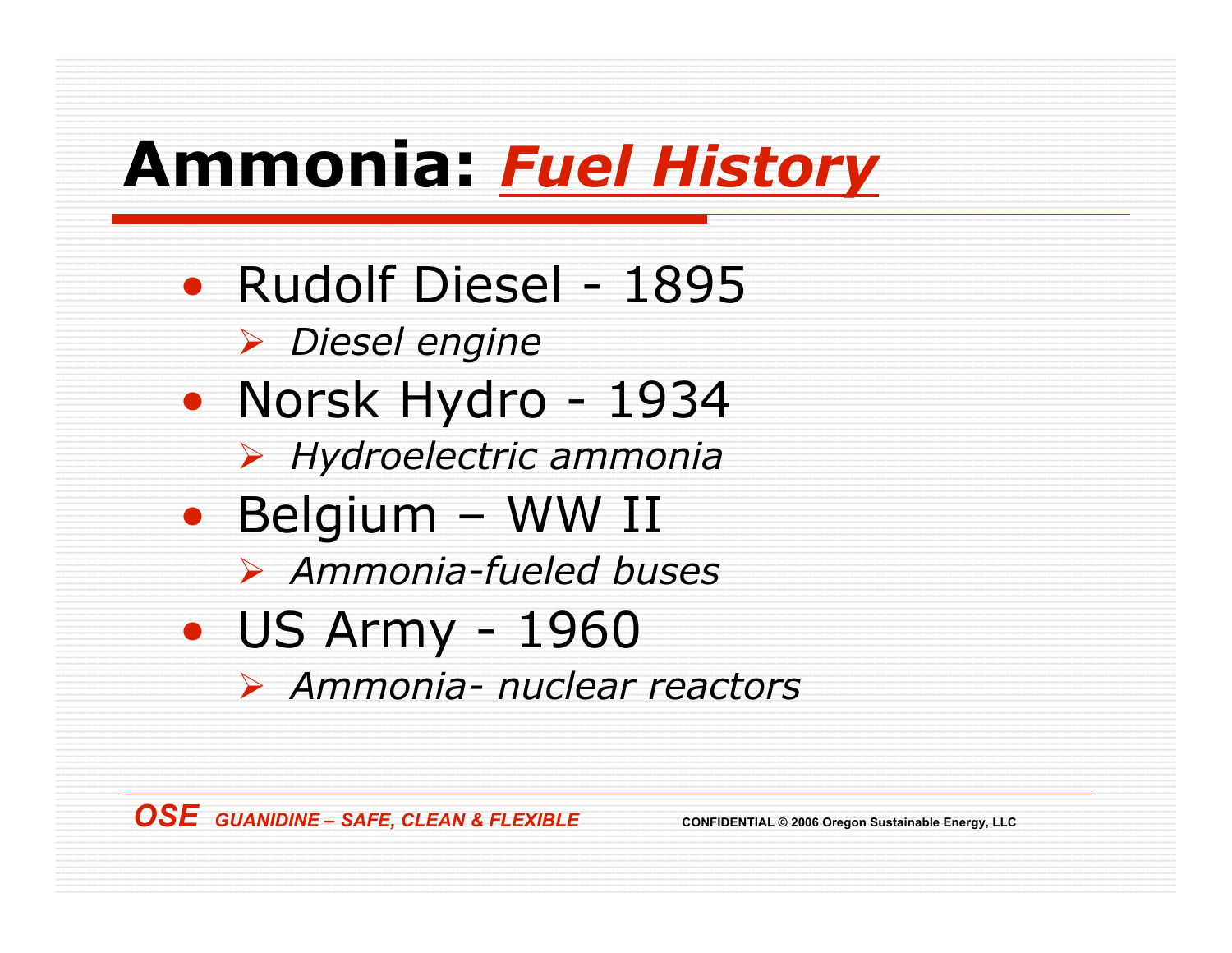# Ammonia: *Fuel History*

- Rudolf Diesel - 1895
  - *Diesel engine*
- Norsk Hydro - 1934
  - *Hydroelectric ammonia*
- Belgium – WW II
  - *Ammonia-fueled buses*
- US Army - 1960
  - *Ammonia- nuclear reactors*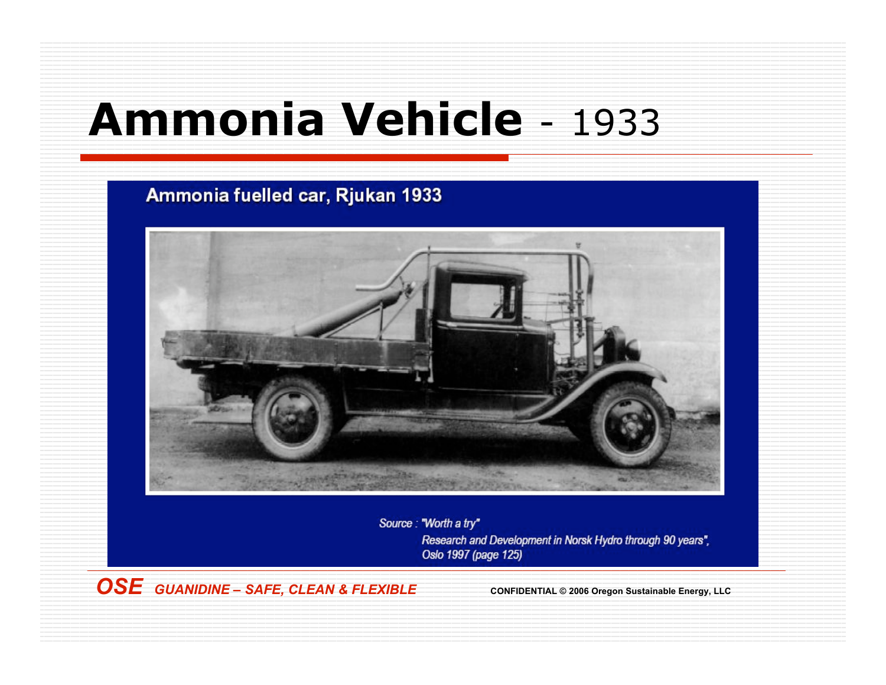# Ammonia Vehicle - 1933

Ammonia fuelled car, Rjukan 1933

*Source : "Worth a try"*
*Research and Development in Norsk Hydro through 90 years", Oslo 1997 (page 125)*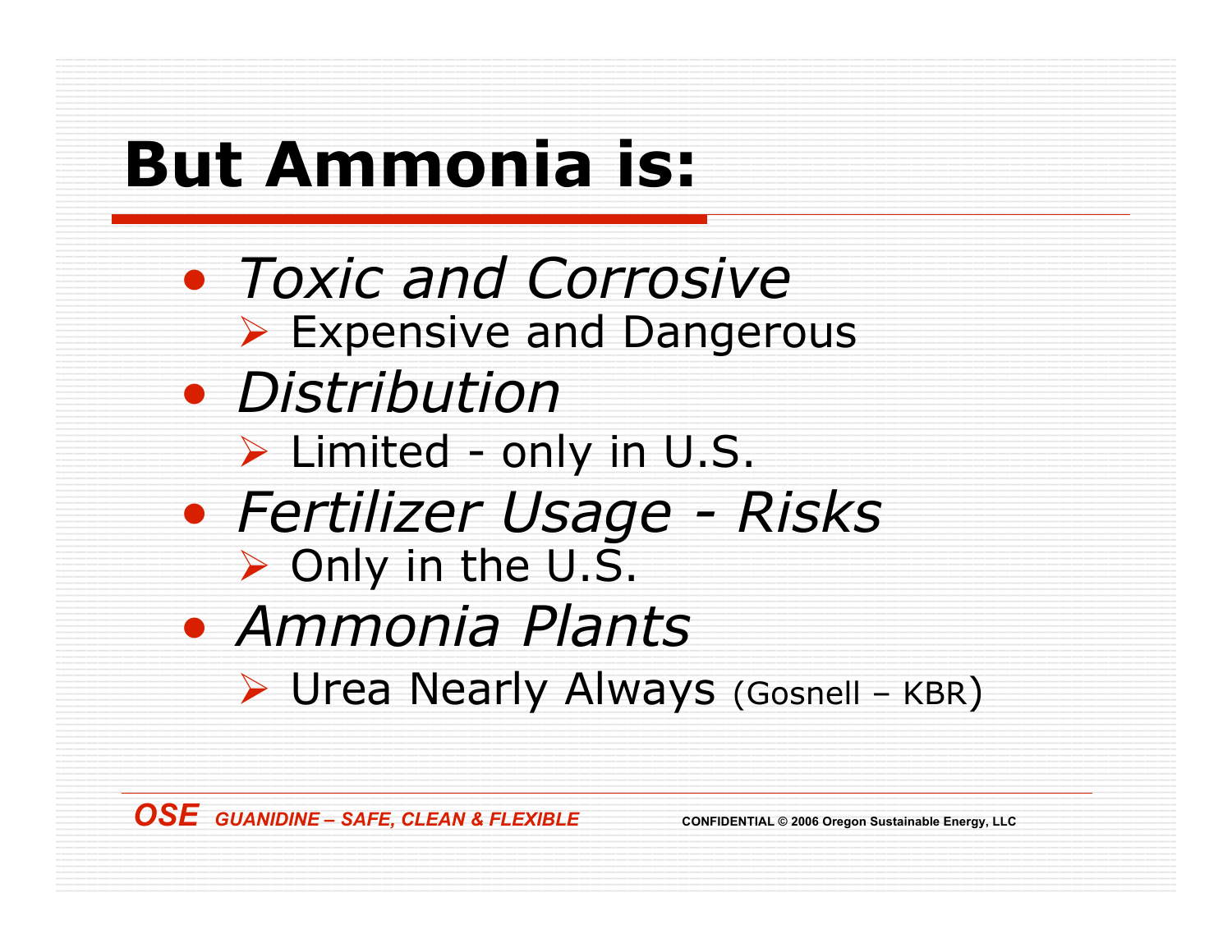# But Ammonia is:

- *Toxic and Corrosive*
  - Expensive and Dangerous
- *Distribution*
  - Limited - only in U.S.
- *Fertilizer Usage - Risks*
  - Only in the U.S.
- *Ammonia Plants*
  - Urea Nearly Always (Gosnell – KBR)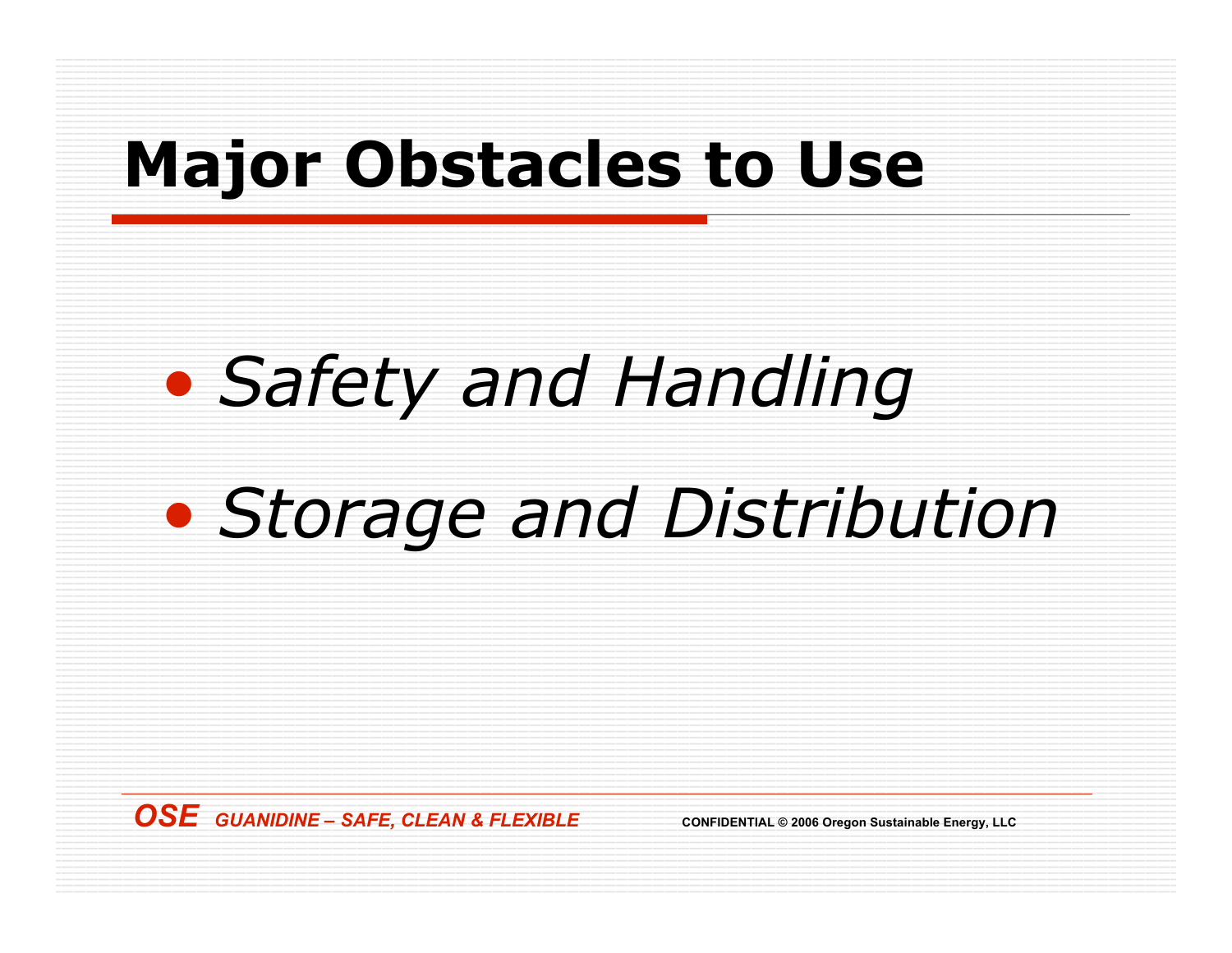# Major Obstacles to Use

- *Safety and Handling*
- *Storage and Distribution*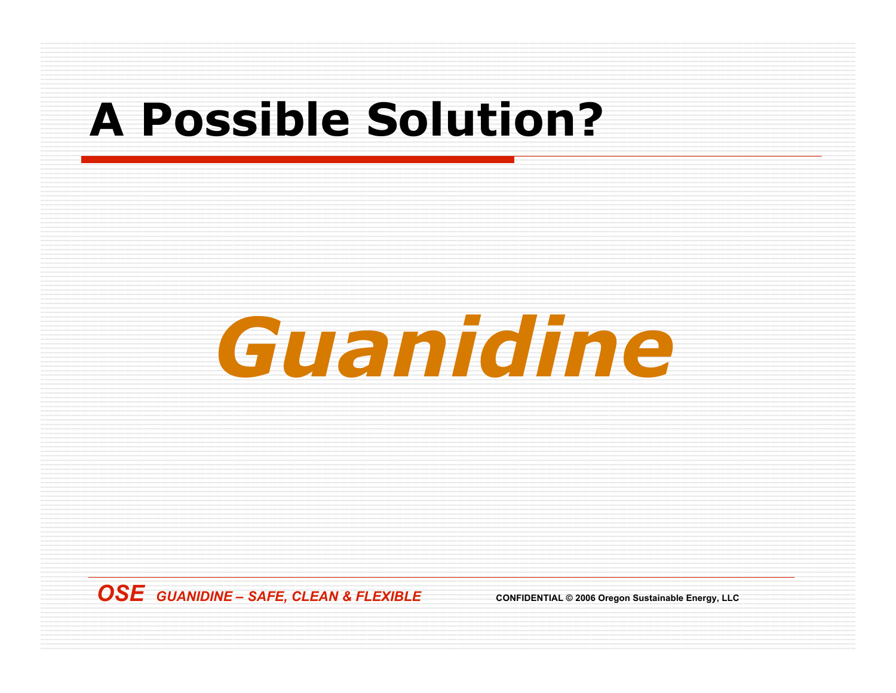# A Possible Solution?

***Guanidine***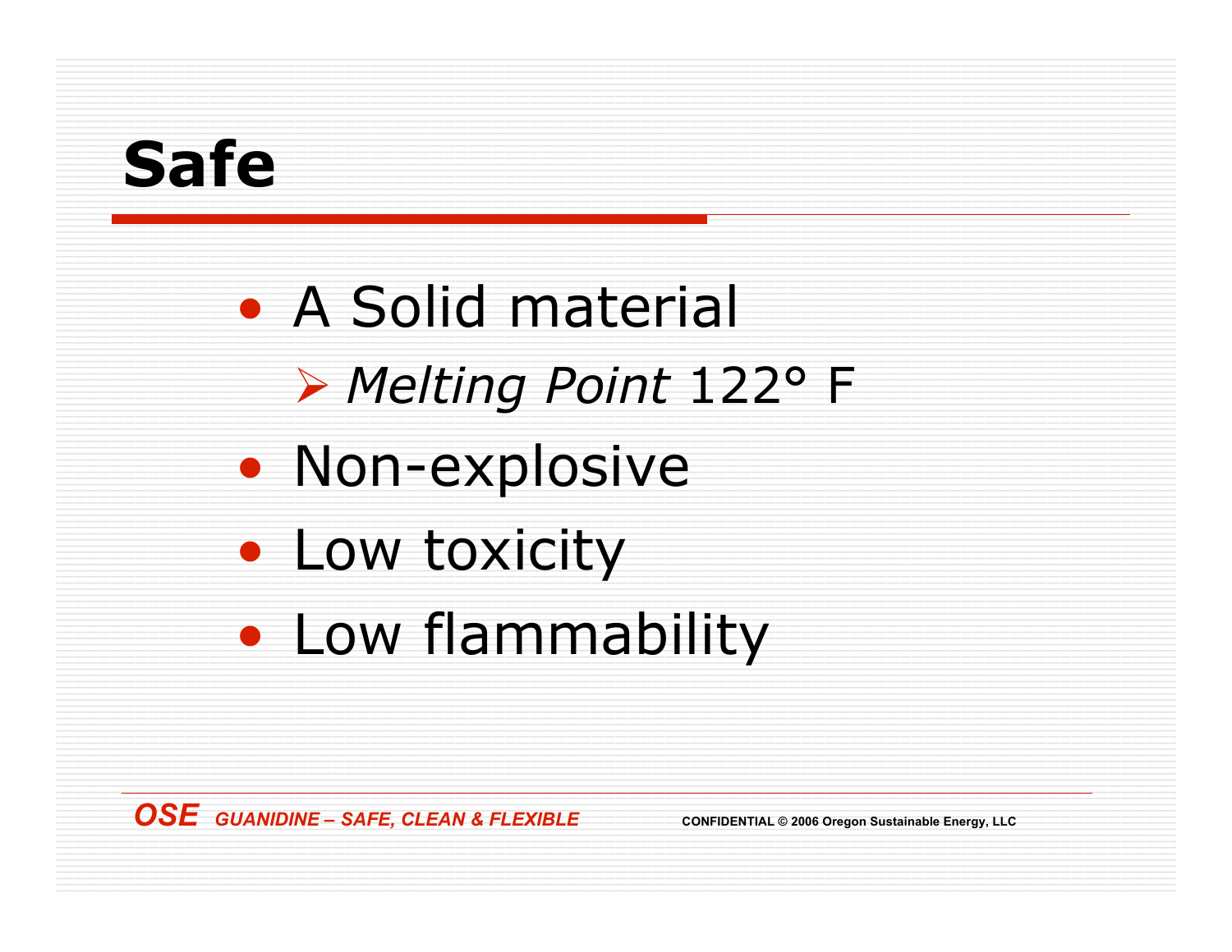# Safe

- A Solid material
  - *Melting Point* 122° F
- Non-explosive
- Low toxicity
- Low flammability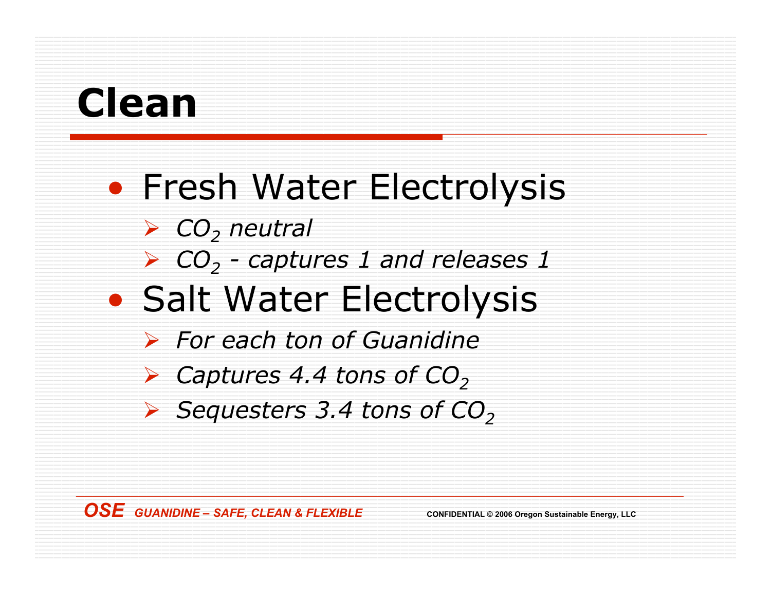# Clean

- Fresh Water Electrolysis
  - *$CO_2$ neutral*
  - *$CO_2$ - captures 1 and releases 1*
- Salt Water Electrolysis
  - *For each ton of Guanidine*
  - *Captures 4.4 tons of $CO_2$*
  - *Sequesters 3.4 tons of $CO_2$*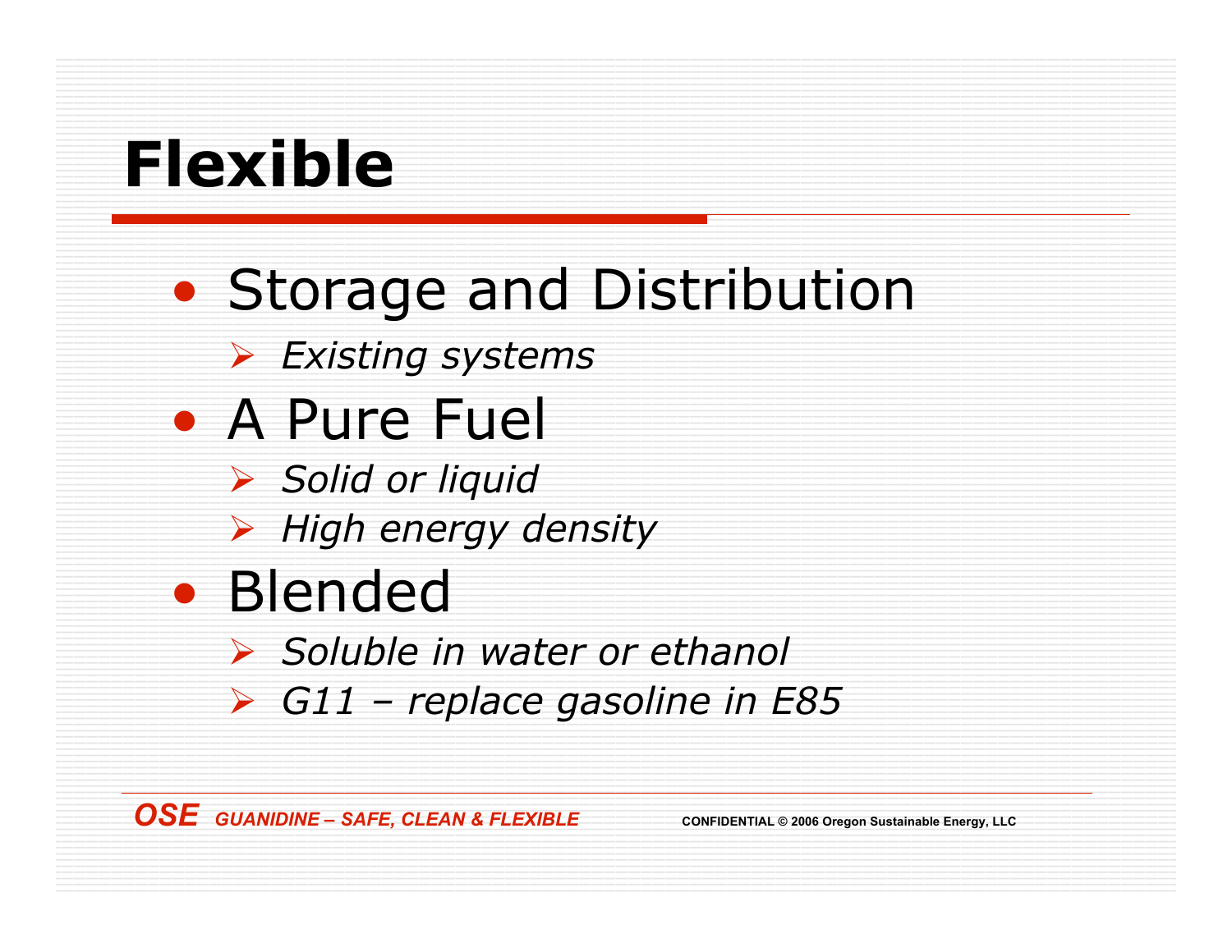# Flexible

- Storage and Distribution
  - *Existing systems*
- A Pure Fuel
  - *Solid or liquid*
  - *High energy density*
- Blended
  - *Soluble in water or ethanol*
  - *G11 – replace gasoline in E85*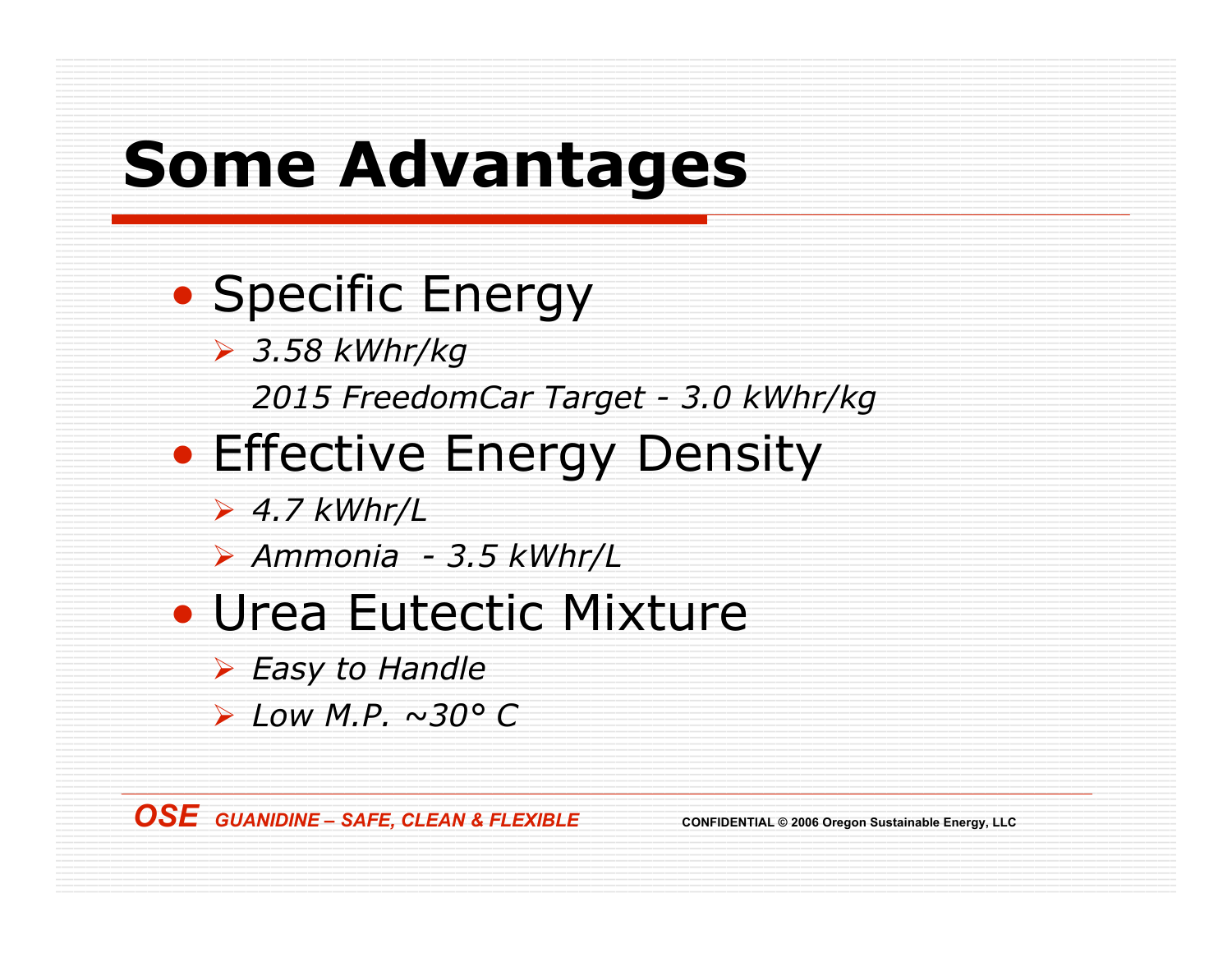# Some Advantages

- Specific Energy
  - *3.58 kWhr/kg*
    *2015 FreedomCar Target - 3.0 kWhr/kg*
- Effective Energy Density
  - *4.7 kWhr/L*
  - *Ammonia - 3.5 kWhr/L*
- Urea Eutectic Mixture
  - *Easy to Handle*
  - *Low M.P. ~30° C*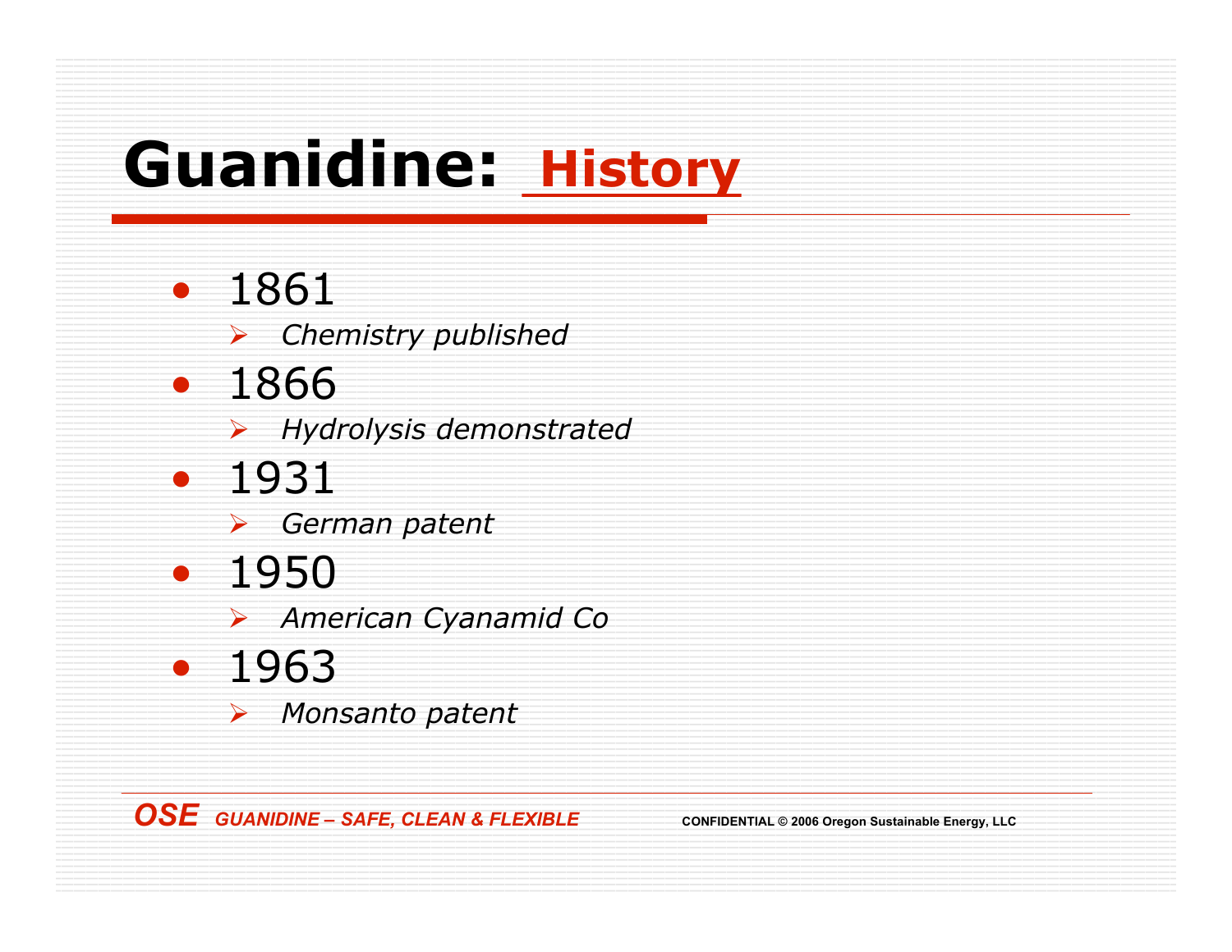# Guanidine: History

- 1861
  - *Chemistry published*
- 1866
  - *Hydrolysis demonstrated*
- 1931
  - *German patent*
- 1950
  - *American Cyanamid Co*
- 1963
  - *Monsanto patent*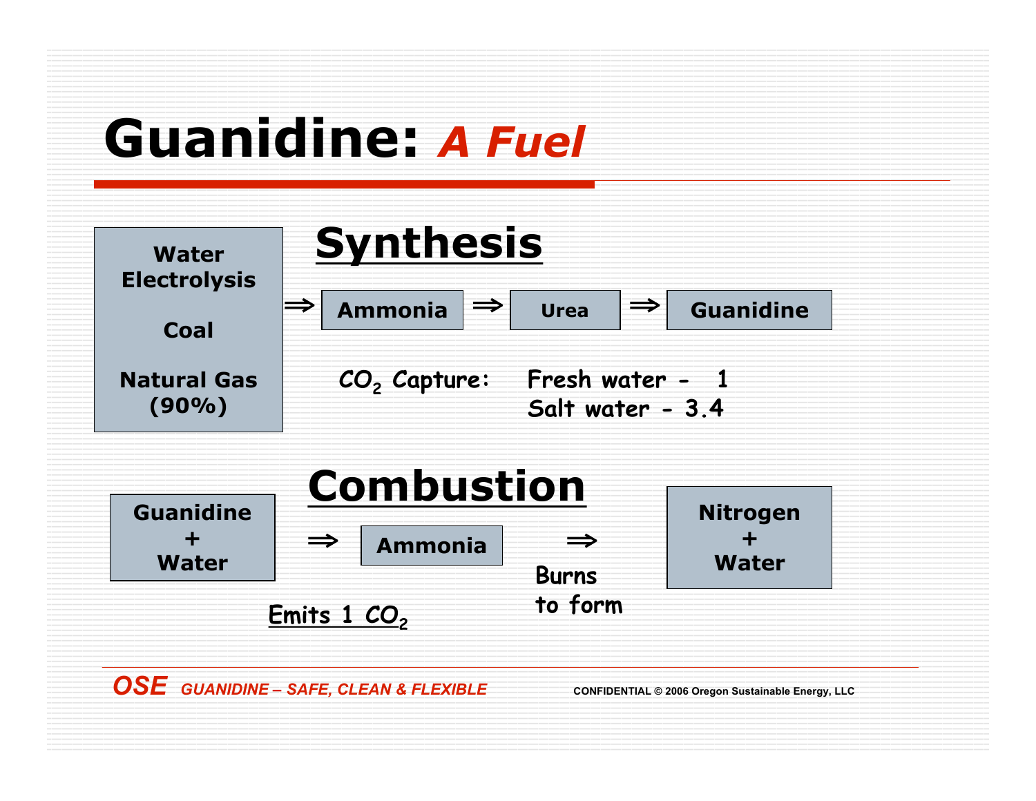# Guanidine: *A Fuel*

## Synthesis

**Water Electrolysis**

**Coal**

**Natural Gas (90%)**

⇒ **Ammonia** ⇒ **Urea** ⇒ **Guanidine**

$CO_2$ Capture: Fresh water - 1
Salt water - 3.4

## Combustion

**Guanidine + Water** ⇒ **Ammonia** ⇒ **Nitrogen + Water**

Emits 1 $CO_2$

Burns to form

***OSE*** *GUANIDINE – SAFE, CLEAN & FLEXIBLE* CONFIDENTIAL © 2006 Oregon Sustainable Energy, LLC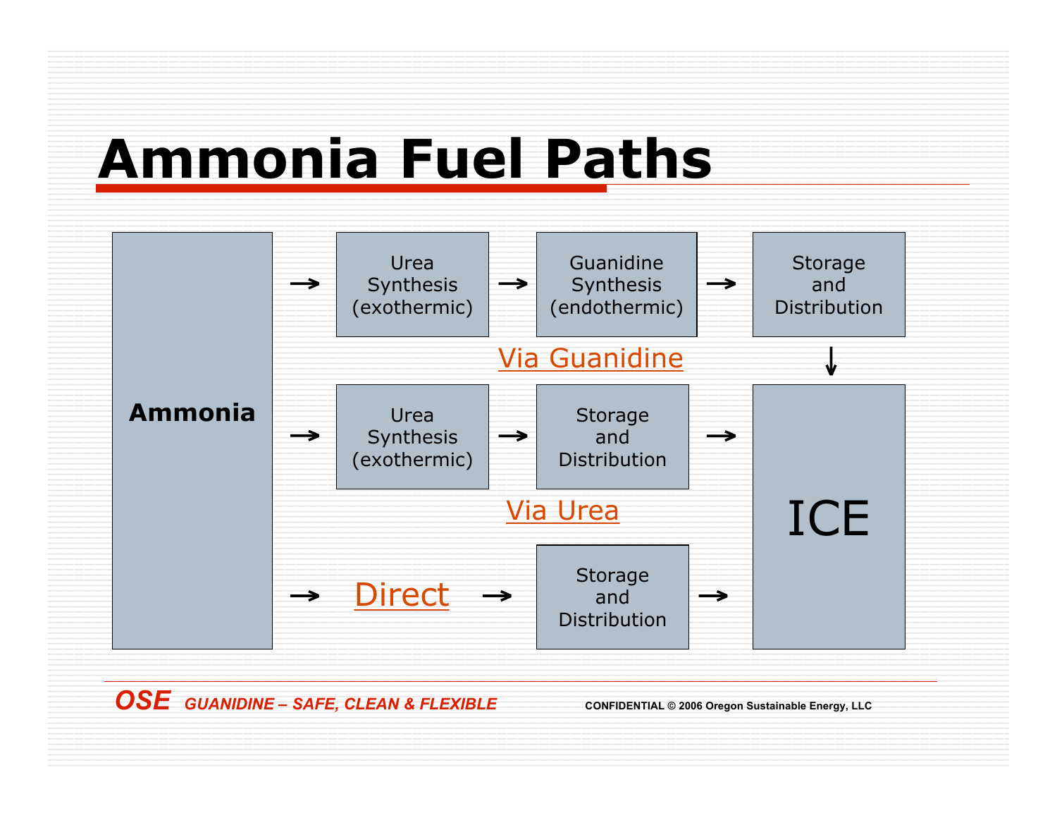# Ammonia Fuel Paths

**Via Guanidine:** Ammonia → Urea Synthesis (exothermic) → Guanidine Synthesis (endothermic) → Storage and Distribution → ICE

**Via Urea:** Ammonia → Urea Synthesis (exothermic) → Storage and Distribution → ICE

**Direct:** Ammonia → Direct → Storage and Distribution → ICE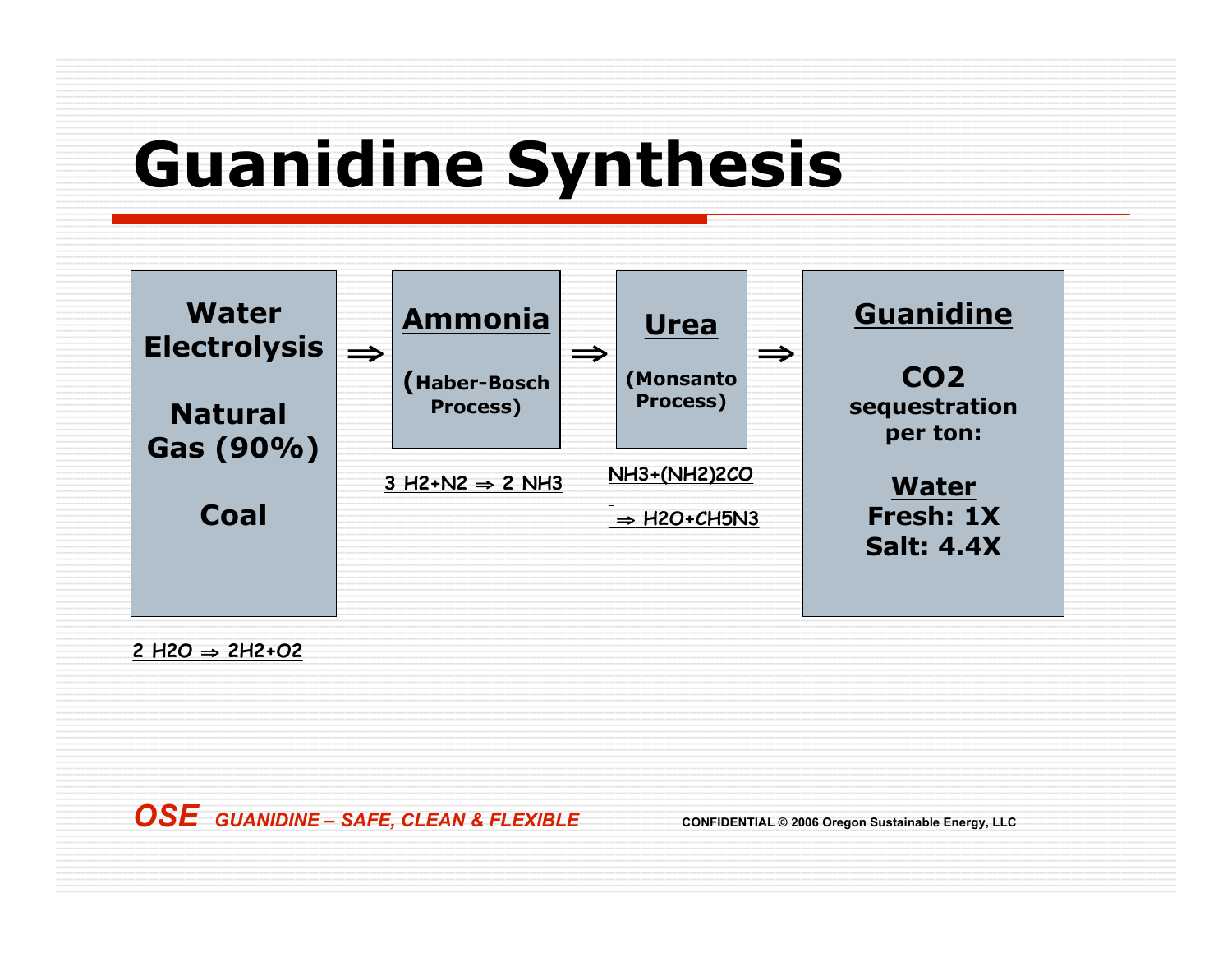# Guanidine Synthesis

**Water Electrolysis**

**Natural Gas (90%)**

**Coal**

$2\ H_2O \Rightarrow 2H_2 + O_2$

⇒

**Ammonia**

**(Haber-Bosch Process)**

$3\ H_2 + N_2 \Rightarrow 2\ NH_3$

⇒

**Urea**

**(Monsanto Process)**

$NH_3 + (NH_2)_2CO \Rightarrow H_2O + CH_5N_3$

⇒

**Guanidine**

**CO2 sequestration per ton:**

**Water**

**Fresh: 1X**

**Salt: 4.4X**

*OSE GUANIDINE – SAFE, CLEAN & FLEXIBLE*

CONFIDENTIAL © 2006 Oregon Sustainable Energy, LLC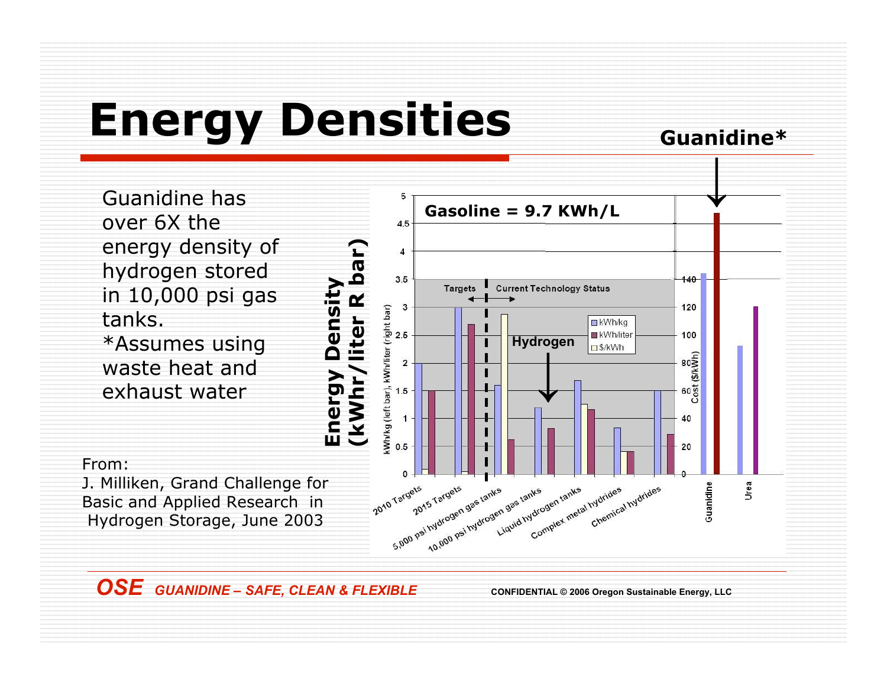# Energy Densities

Guanidine has over 6X the energy density of hydrogen stored in 10,000 psi gas tanks.

*Assumes using waste heat and exhaust water

From:
J. Milliken, Grand Challenge for Basic and Applied Research in Hydrogen Storage, June 2003

**Guanidine***

**Gasoline = 9.7 KWh/L**

**Energy Density (kWhr/liter R bar)**

Targets | Current Technology Status

**Hydrogen**

kWh/kg (left bar), kWh/liter (right bar)

Cost ($/kWh)

- kWh/kg
- kWh/liter
- $/kWh

2010 Targets, 2015 Targets, 5,000 psi hydrogen gas tanks, 10,000 psi hydrogen gas tanks, Liquid hydrogen tanks, Complex metal hydrides, Chemical hydrides, Guanidine, Urea

*OSE GUANIDINE – SAFE, CLEAN & FLEXIBLE*

CONFIDENTIAL © 2006 Oregon Sustainable Energy, LLC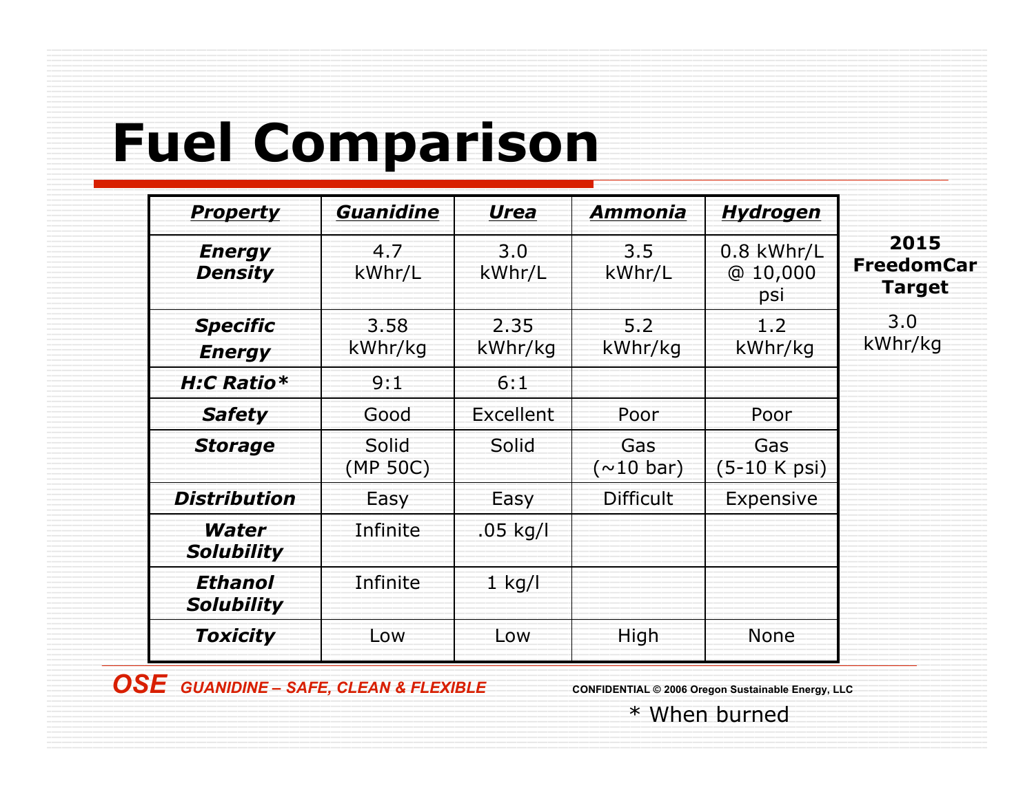# Fuel Comparison

| Property | Guanidine | Urea | Ammonia | Hydrogen | 2015 FreedomCar Target |
|---|---|---|---|---|---|
| Energy Density | 4.7 kWhr/L | 3.0 kWhr/L | 3.5 kWhr/L | 0.8 kWhr/L @ 10,000 psi | |
| Specific Energy | 3.58 kWhr/kg | 2.35 kWhr/kg | 5.2 kWhr/kg | 1.2 kWhr/kg | 3.0 kWhr/kg |
| H:C Ratio* | 9:1 | 6:1 | | | |
| Safety | Good | Excellent | Poor | Poor | |
| Storage | Solid (MP 50C) | Solid | Gas (~10 bar) | Gas (5-10 K psi) | |
| Distribution | Easy | Easy | Difficult | Expensive | |
| Water Solubility | Infinite | .05 kg/l | | | |
| Ethanol Solubility | Infinite | 1 kg/l | | | |
| Toxicity | Low | Low | High | None | |

\* When burned

**OSE** *GUANIDINE – SAFE, CLEAN & FLEXIBLE*

CONFIDENTIAL © 2006 Oregon Sustainable Energy, LLC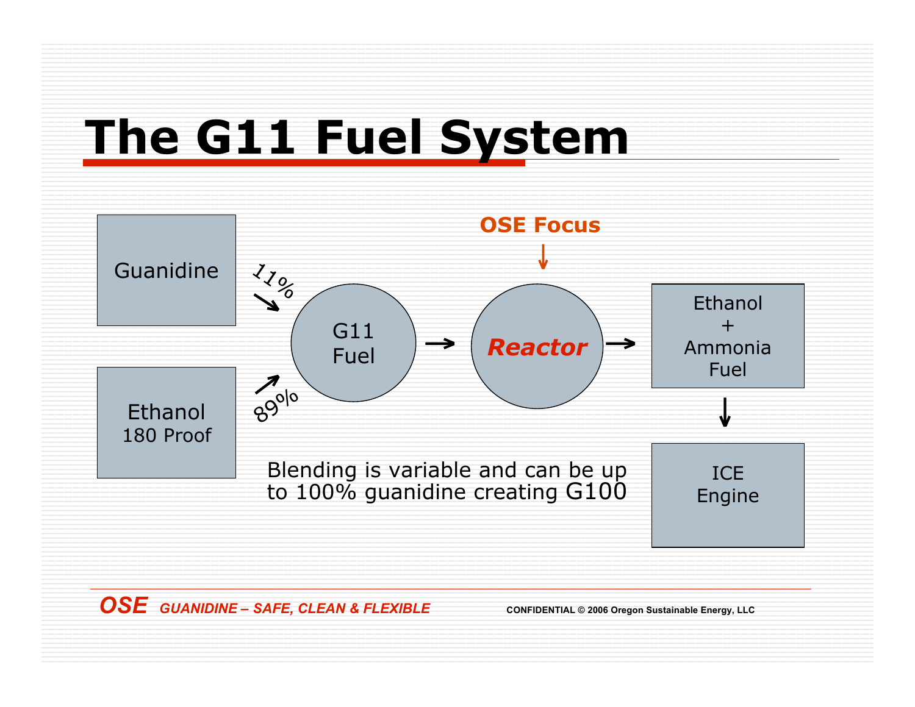# The G11 Fuel System

Guanidine → 11% → G11 Fuel

Ethanol 180 Proof → 89% → G11 Fuel

G11 Fuel → **Reactor** (OSE Focus) → Ethanol + Ammonia Fuel → ICE Engine

Blending is variable and can be up to 100% guanidine creating G100

***OSE** GUANIDINE – SAFE, CLEAN & FLEXIBLE*

**CONFIDENTIAL © 2006 Oregon Sustainable Energy, LLC**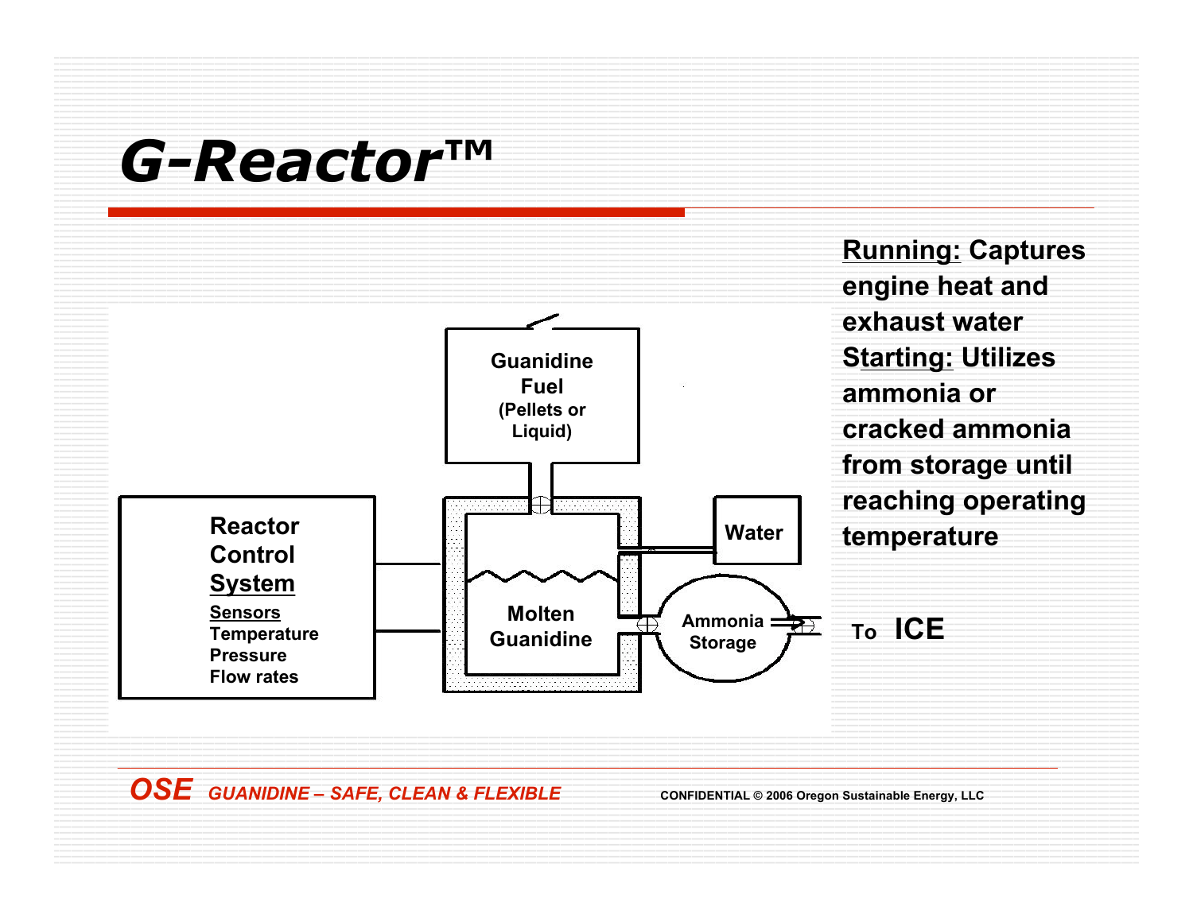# G-Reactor™

Guanidine Fuel (Pellets or Liquid)

Reactor Control System

Sensors
Temperature
Pressure
Flow rates

Molten Guanidine

Water

Ammonia Storage

To ICE

**Running:** Captures engine heat and exhaust water

**Starting:** Utilizes ammonia or cracked ammonia from storage until reaching operating temperature

*OSE GUANIDINE – SAFE, CLEAN & FLEXIBLE*

CONFIDENTIAL © 2006 Oregon Sustainable Energy, LLC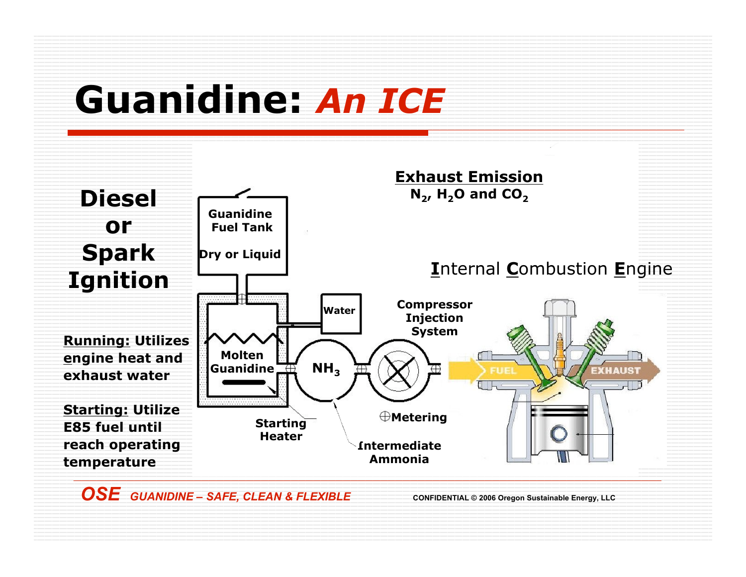# Guanidine: *An ICE*

## Diesel or Spark Ignition

**Running:** Utilizes engine heat and exhaust water

**Starting:** Utilize E85 fuel until reach operating temperature

**Exhaust Emission**

$N_2$, $H_2O$ and $CO_2$

**I**nternal **C**ombustion **E**ngine

Guanidine Fuel Tank

Dry or Liquid

Water

Molten Guanidine

$NH_3$

Compressor Injection System

FUEL

EXHAUST

Starting Heater

⊕Metering

Intermediate Ammonia

*OSE GUANIDINE – SAFE, CLEAN & FLEXIBLE*

CONFIDENTIAL © 2006 Oregon Sustainable Energy, LLC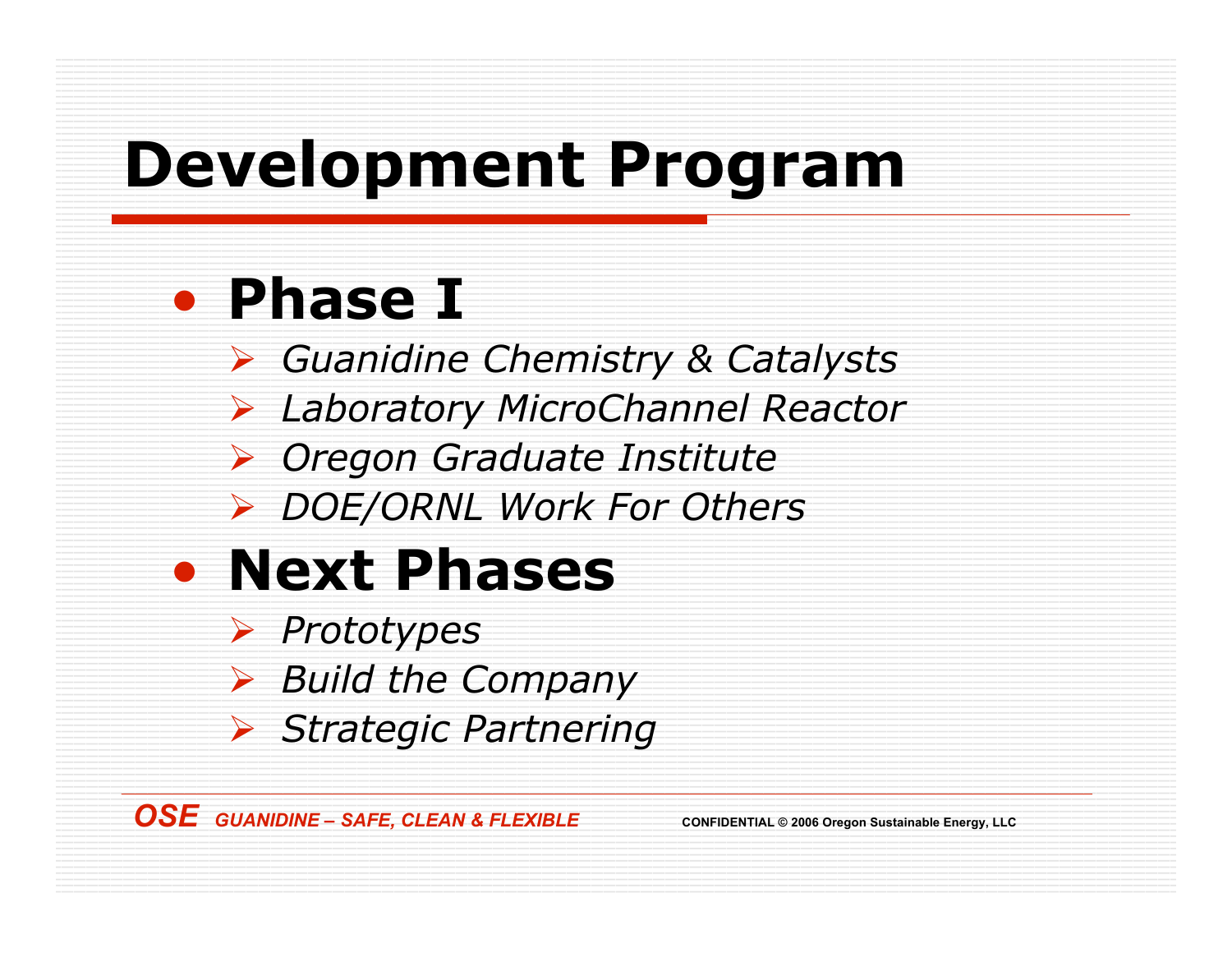# Development Program

- **Phase I**
  - *Guanidine Chemistry & Catalysts*
  - *Laboratory MicroChannel Reactor*
  - *Oregon Graduate Institute*
  - *DOE/ORNL Work For Others*
- **Next Phases**
  - *Prototypes*
  - *Build the Company*
  - *Strategic Partnering*